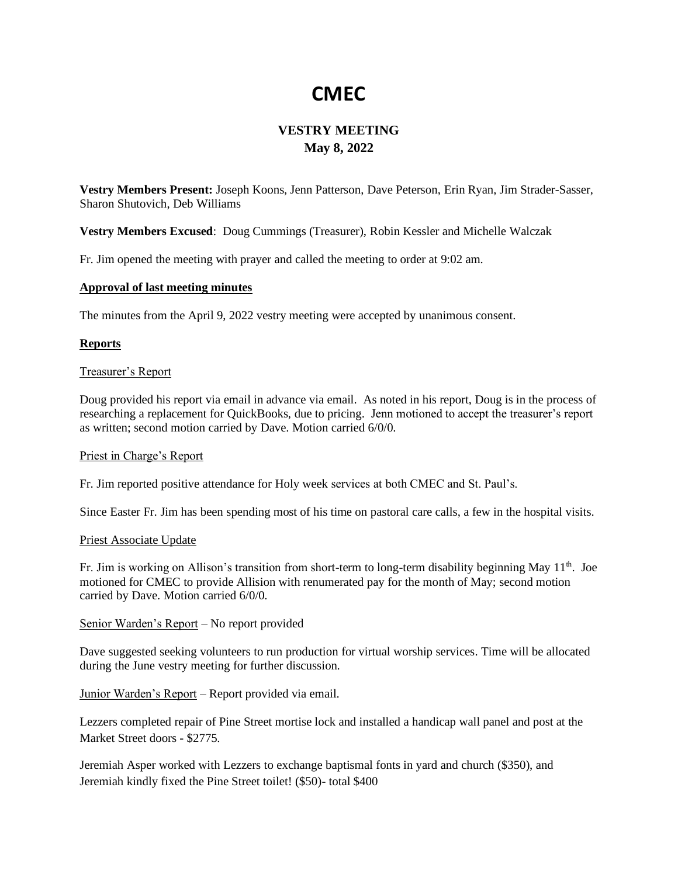# CMEC

## VESTRY MEETING
## May 8, 2022

**Vestry Members Present:** Joseph Koons, Jenn Patterson, Dave Peterson, Erin Ryan, Jim Strader-Sasser, Sharon Shutovich, Deb Williams

**Vestry Members Excused**: Doug Cummings (Treasurer), Robin Kessler and Michelle Walczak

Fr. Jim opened the meeting with prayer and called the meeting to order at 9:02 am.

**Approval of last meeting minutes**

The minutes from the April 9, 2022 vestry meeting were accepted by unanimous consent.

**Reports**

Treasurer's Report

Doug provided his report via email in advance via email. As noted in his report, Doug is in the process of researching a replacement for QuickBooks, due to pricing. Jenn motioned to accept the treasurer's report as written; second motion carried by Dave. Motion carried 6/0/0.

Priest in Charge's Report

Fr. Jim reported positive attendance for Holy week services at both CMEC and St. Paul's.

Since Easter Fr. Jim has been spending most of his time on pastoral care calls, a few in the hospital visits.

Priest Associate Update

Fr. Jim is working on Allison's transition from short-term to long-term disability beginning May 11th. Joe motioned for CMEC to provide Allision with renumerated pay for the month of May; second motion carried by Dave. Motion carried 6/0/0.

Senior Warden's Report – No report provided

Dave suggested seeking volunteers to run production for virtual worship services. Time will be allocated during the June vestry meeting for further discussion.

Junior Warden's Report – Report provided via email.

Lezzers completed repair of Pine Street mortise lock and installed a handicap wall panel and post at the Market Street doors - $2775.

Jeremiah Asper worked with Lezzers to exchange baptismal fonts in yard and church ($350), and Jeremiah kindly fixed the Pine Street toilet! ($50)- total $400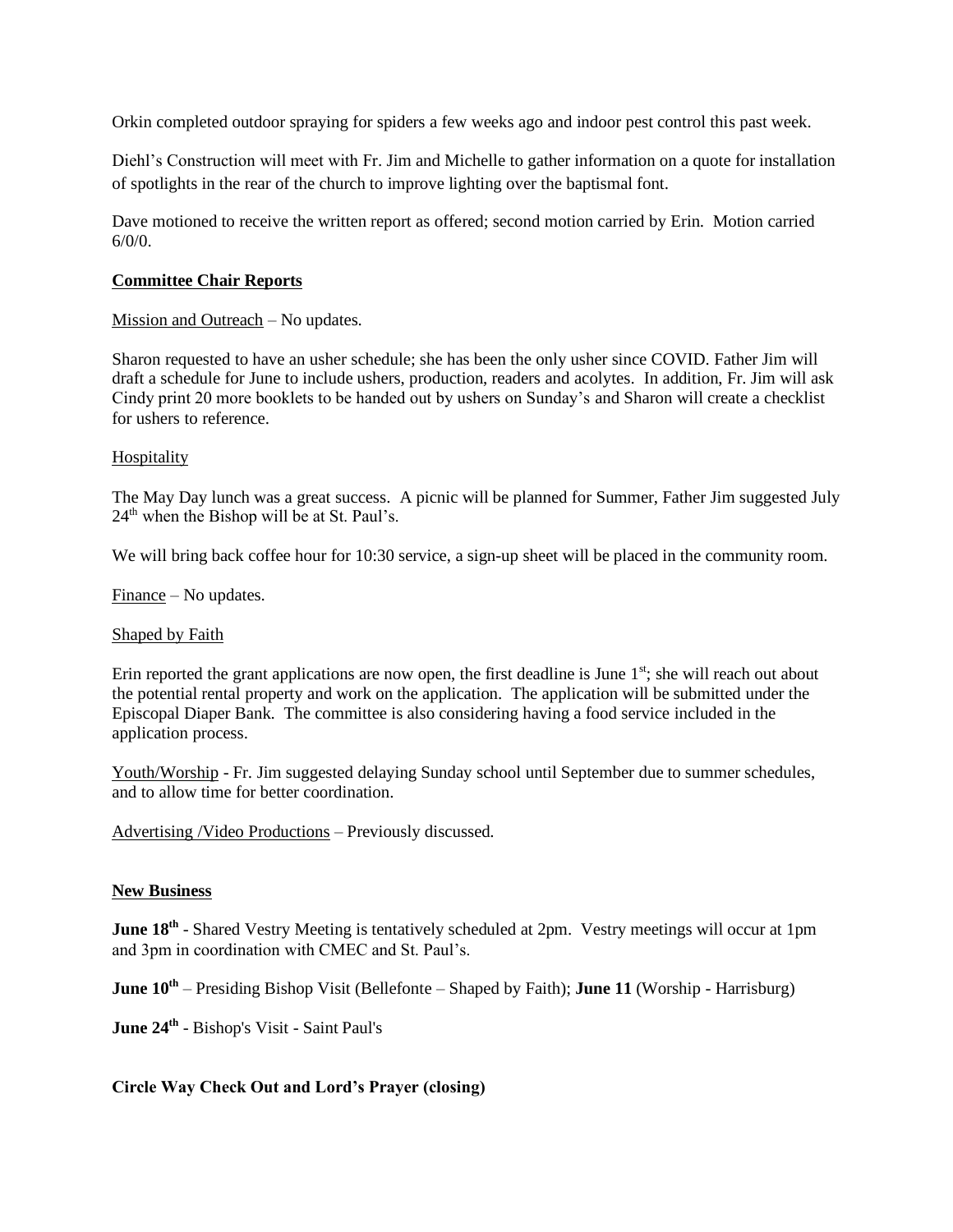Orkin completed outdoor spraying for spiders a few weeks ago and indoor pest control this past week.

Diehl's Construction will meet with Fr. Jim and Michelle to gather information on a quote for installation of spotlights in the rear of the church to improve lighting over the baptismal font.

Dave motioned to receive the written report as offered; second motion carried by Erin. Motion carried 6/0/0.

**Committee Chair Reports**

Mission and Outreach – No updates.

Sharon requested to have an usher schedule; she has been the only usher since COVID. Father Jim will draft a schedule for June to include ushers, production, readers and acolytes. In addition, Fr. Jim will ask Cindy print 20 more booklets to be handed out by ushers on Sunday's and Sharon will create a checklist for ushers to reference.

Hospitality

The May Day lunch was a great success. A picnic will be planned for Summer, Father Jim suggested July 24th when the Bishop will be at St. Paul's.

We will bring back coffee hour for 10:30 service, a sign-up sheet will be placed in the community room.

Finance – No updates.

Shaped by Faith

Erin reported the grant applications are now open, the first deadline is June 1st; she will reach out about the potential rental property and work on the application. The application will be submitted under the Episcopal Diaper Bank. The committee is also considering having a food service included in the application process.

Youth/Worship - Fr. Jim suggested delaying Sunday school until September due to summer schedules, and to allow time for better coordination.

Advertising /Video Productions – Previously discussed.

**New Business**

**June 18th** - Shared Vestry Meeting is tentatively scheduled at 2pm. Vestry meetings will occur at 1pm and 3pm in coordination with CMEC and St. Paul's.

**June 10th** – Presiding Bishop Visit (Bellefonte – Shaped by Faith); **June 11** (Worship - Harrisburg)

**June 24th** - Bishop's Visit - Saint Paul's

**Circle Way Check Out and Lord's Prayer (closing)**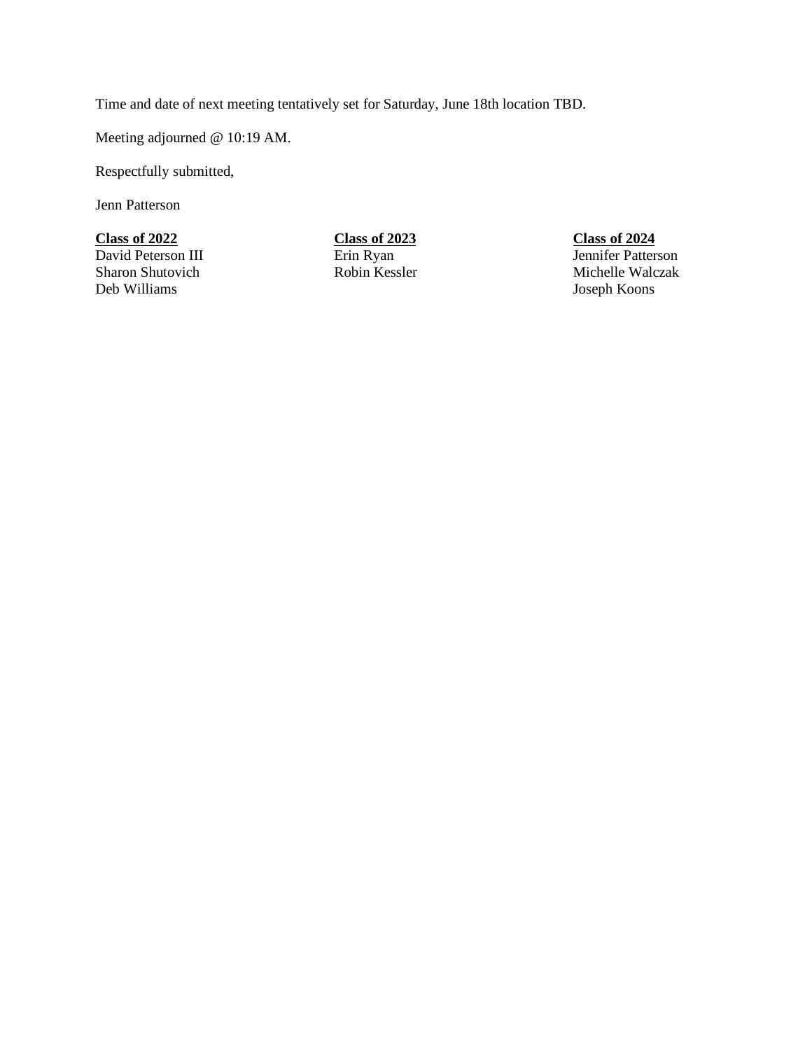Time and date of next meeting tentatively set for Saturday, June 18th location TBD.

Meeting adjourned @ 10:19 AM.

Respectfully submitted,

Jenn Patterson

| **Class of 2022** | **Class of 2023** | **Class of 2024** |
|---|---|---|
| David Peterson III | Erin Ryan | Jennifer Patterson |
| Sharon Shutovich | Robin Kessler | Michelle Walczak |
| Deb Williams | | Joseph Koons |